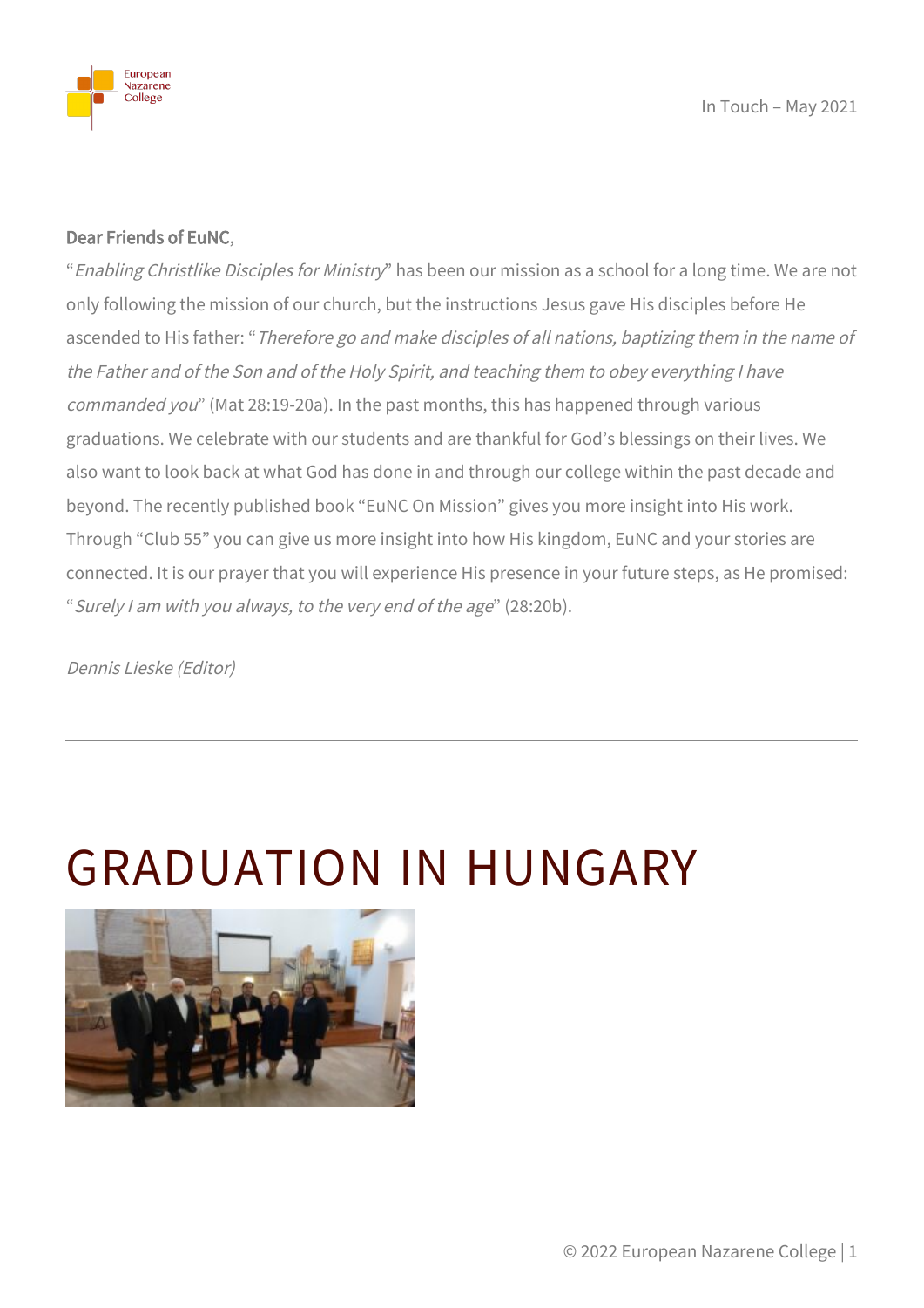In Touch – May 2021

**Dear Friends of EuNC**,

"*Enabling Christlike Disciples for Ministry*" has been our mission as a school for a long time. We are not only following the mission of our church, but the instructions Jesus gave His disciples before He ascended to His father: "*Therefore go and make disciples of all nations, baptizing them in the name of the Father and of the Son and of the Holy Spirit, and teaching them to obey everything I have commanded you*" (Mat 28:19-20a). In the past months, this has happened through various graduations. We celebrate with our students and are thankful for God's blessings on their lives. We also want to look back at what God has done in and through our college within the past decade and beyond. The recently published book "EuNC On Mission" gives you more insight into His work. Through "Club 55" you can give us more insight into how His kingdom, EuNC and your stories are connected. It is our prayer that you will experience His presence in your future steps, as He promised: "*Surely I am with you always, to the very end of the age*" (28:20b).

*Dennis Lieske (Editor)*

---

# GRADUATION IN HUNGARY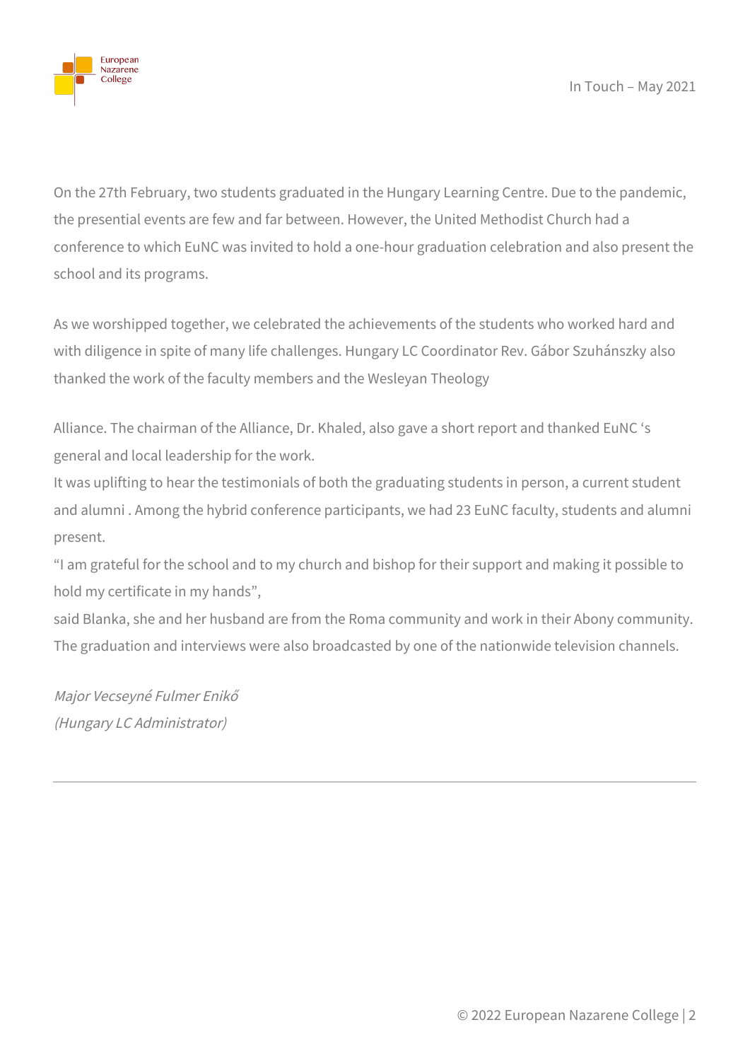On the 27th February, two students graduated in the Hungary Learning Centre. Due to the pandemic, the presential events are few and far between. However, the United Methodist Church had a conference to which EuNC was invited to hold a one-hour graduation celebration and also present the school and its programs.

As we worshipped together, we celebrated the achievements of the students who worked hard and with diligence in spite of many life challenges. Hungary LC Coordinator Rev. Gábor Szuhánszky also thanked the work of the faculty members and the Wesleyan Theology

Alliance. The chairman of the Alliance, Dr. Khaled, also gave a short report and thanked EuNC 's general and local leadership for the work.
It was uplifting to hear the testimonials of both the graduating students in person, a current student and alumni . Among the hybrid conference participants, we had 23 EuNC faculty, students and alumni present.
"I am grateful for the school and to my church and bishop for their support and making it possible to hold my certificate in my hands",
said Blanka, she and her husband are from the Roma community and work in their Abony community. The graduation and interviews were also broadcasted by one of the nationwide television channels.

*Major Vecseyné Fulmer Enikő*
*(Hungary LC Administrator)*

---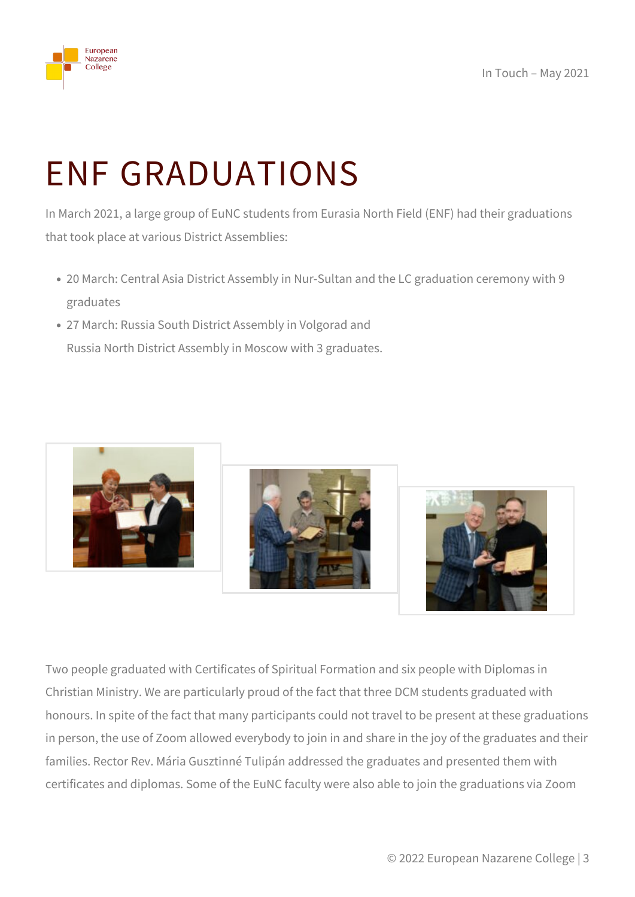# ENF GRADUATIONS

In March 2021, a large group of EuNC students from Eurasia North Field (ENF) had their graduations that took place at various District Assemblies:

- 20 March: Central Asia District Assembly in Nur-Sultan and the LC graduation ceremony with 9 graduates
- 27 March: Russia South District Assembly in Volgorad and Russia North District Assembly in Moscow with 3 graduates.

Two people graduated with Certificates of Spiritual Formation and six people with Diplomas in Christian Ministry. We are particularly proud of the fact that three DCM students graduated with honours. In spite of the fact that many participants could not travel to be present at these graduations in person, the use of Zoom allowed everybody to join in and share in the joy of the graduates and their families. Rector Rev. Mária Gusztinné Tulipán addressed the graduates and presented them with certificates and diplomas. Some of the EuNC faculty were also able to join the graduations via Zoom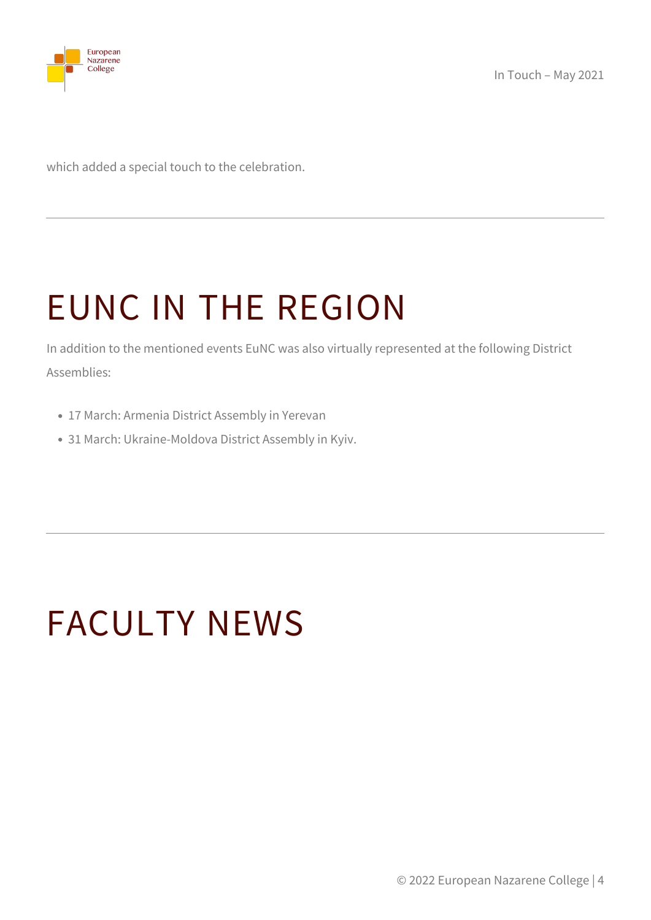which added a special touch to the celebration.

---

# EUNC IN THE REGION

In addition to the mentioned events EuNC was also virtually represented at the following District Assemblies:

- 17 March: Armenia District Assembly in Yerevan
- 31 March: Ukraine-Moldova District Assembly in Kyiv.

---

# FACULTY NEWS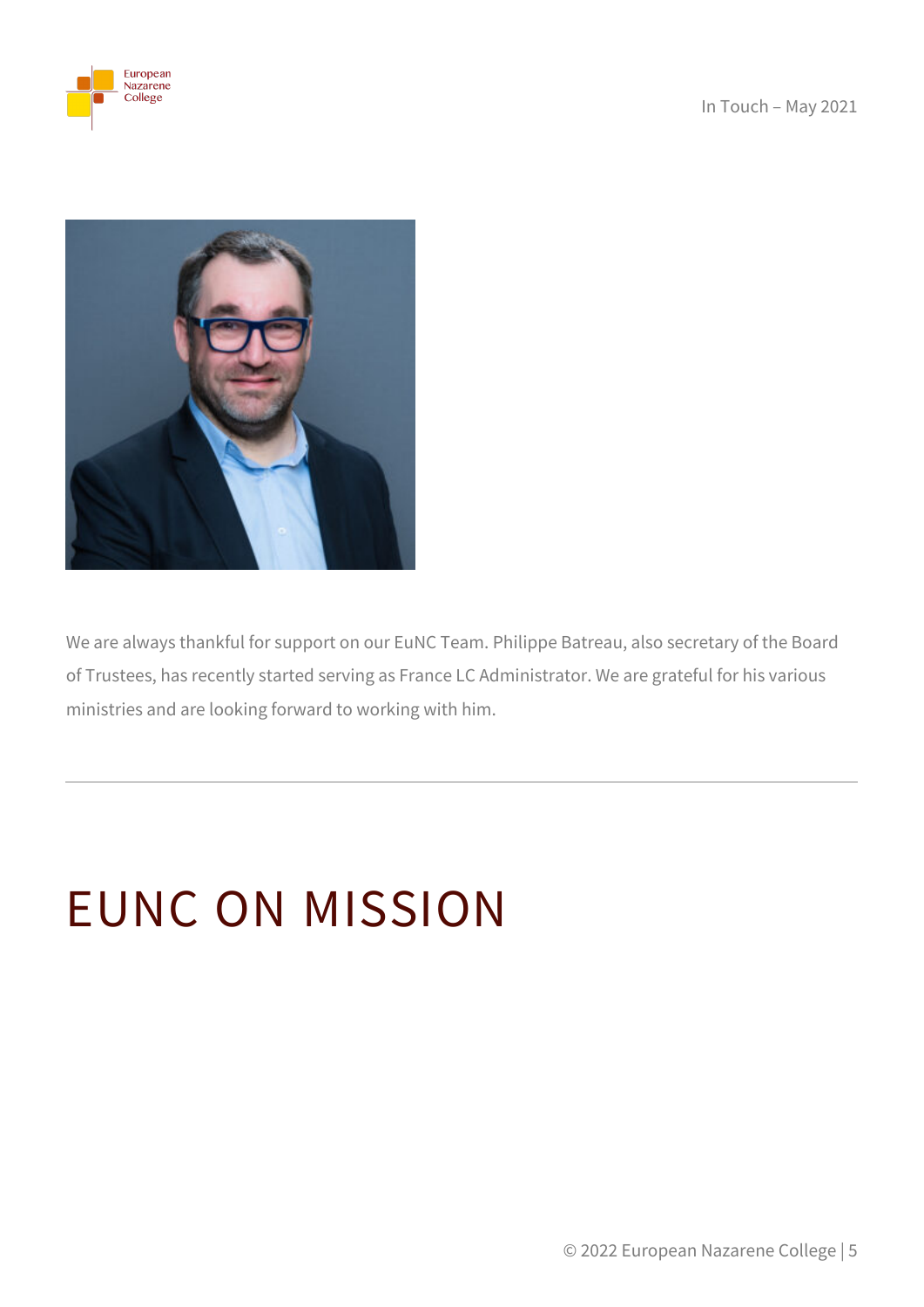We are always thankful for support on our EuNC Team. Philippe Batreau, also secretary of the Board of Trustees, has recently started serving as France LC Administrator. We are grateful for his various ministries and are looking forward to working with him.

---

# EUNC ON MISSION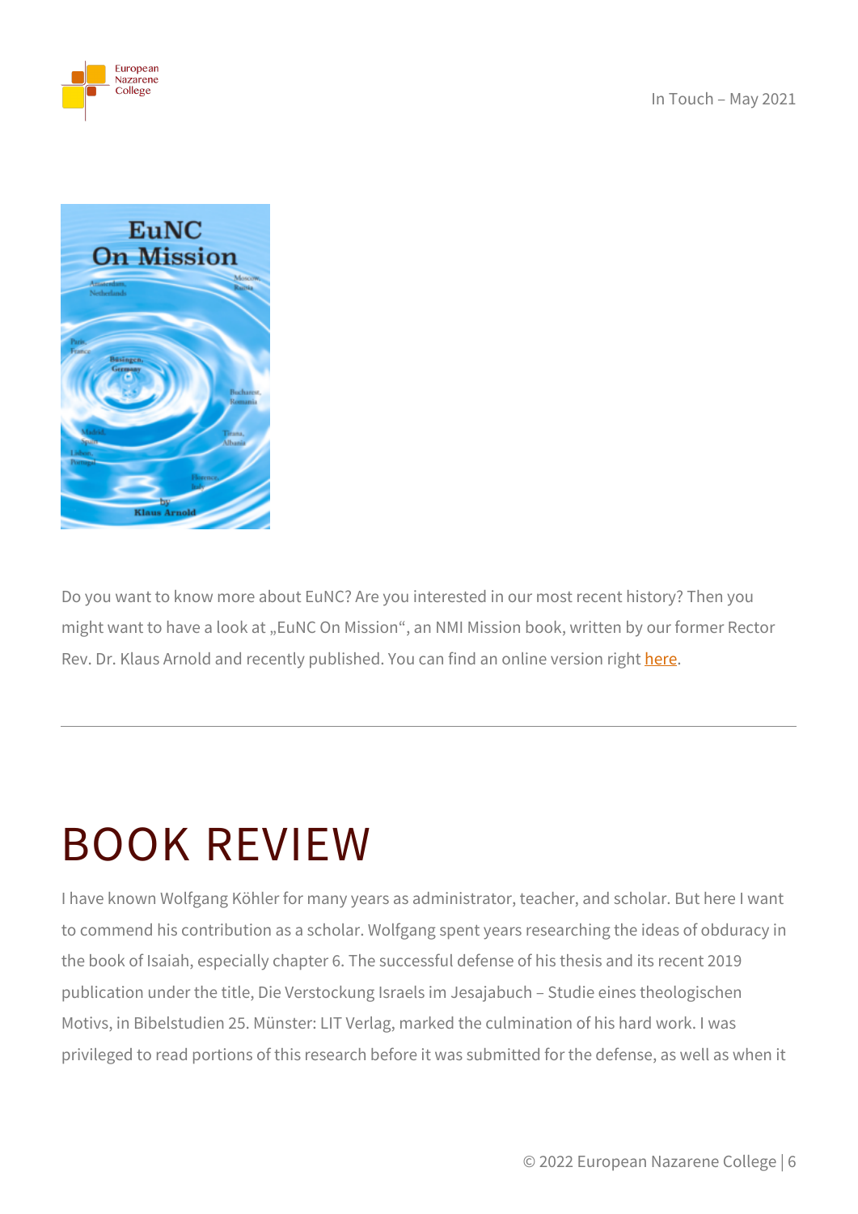Do you want to know more about EuNC? Are you interested in our most recent history? Then you might want to have a look at „EuNC On Mission", an NMI Mission book, written by our former Rector Rev. Dr. Klaus Arnold and recently published. You can find an online version right here.

---

# BOOK REVIEW

I have known Wolfgang Köhler for many years as administrator, teacher, and scholar. But here I want to commend his contribution as a scholar. Wolfgang spent years researching the ideas of obduracy in the book of Isaiah, especially chapter 6. The successful defense of his thesis and its recent 2019 publication under the title, Die Verstockung Israels im Jesajabuch – Studie eines theologischen Motivs, in Bibelstudien 25. Münster: LIT Verlag, marked the culmination of his hard work. I was privileged to read portions of this research before it was submitted for the defense, as well as when it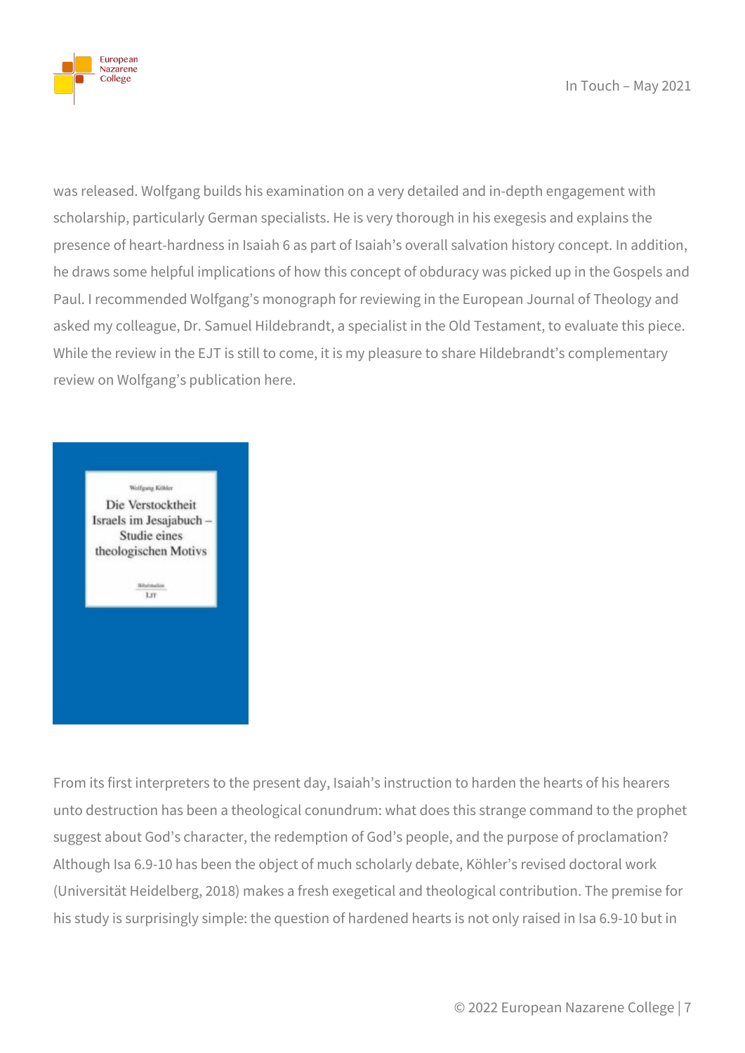was released. Wolfgang builds his examination on a very detailed and in-depth engagement with scholarship, particularly German specialists. He is very thorough in his exegesis and explains the presence of heart-hardness in Isaiah 6 as part of Isaiah's overall salvation history concept. In addition, he draws some helpful implications of how this concept of obduracy was picked up in the Gospels and Paul. I recommended Wolfgang's monograph for reviewing in the European Journal of Theology and asked my colleague, Dr. Samuel Hildebrandt, a specialist in the Old Testament, to evaluate this piece. While the review in the EJT is still to come, it is my pleasure to share Hildebrandt's complementary review on Wolfgang's publication here.

Wolfgang Köhler

Die Verstocktheit Israels im Jesajabuch – Studie eines theologischen Motivs

Bibelstudien

LIT

From its first interpreters to the present day, Isaiah's instruction to harden the hearts of his hearers unto destruction has been a theological conundrum: what does this strange command to the prophet suggest about God's character, the redemption of God's people, and the purpose of proclamation? Although Isa 6.9-10 has been the object of much scholarly debate, Köhler's revised doctoral work (Universität Heidelberg, 2018) makes a fresh exegetical and theological contribution. The premise for his study is surprisingly simple: the question of hardened hearts is not only raised in Isa 6.9-10 but in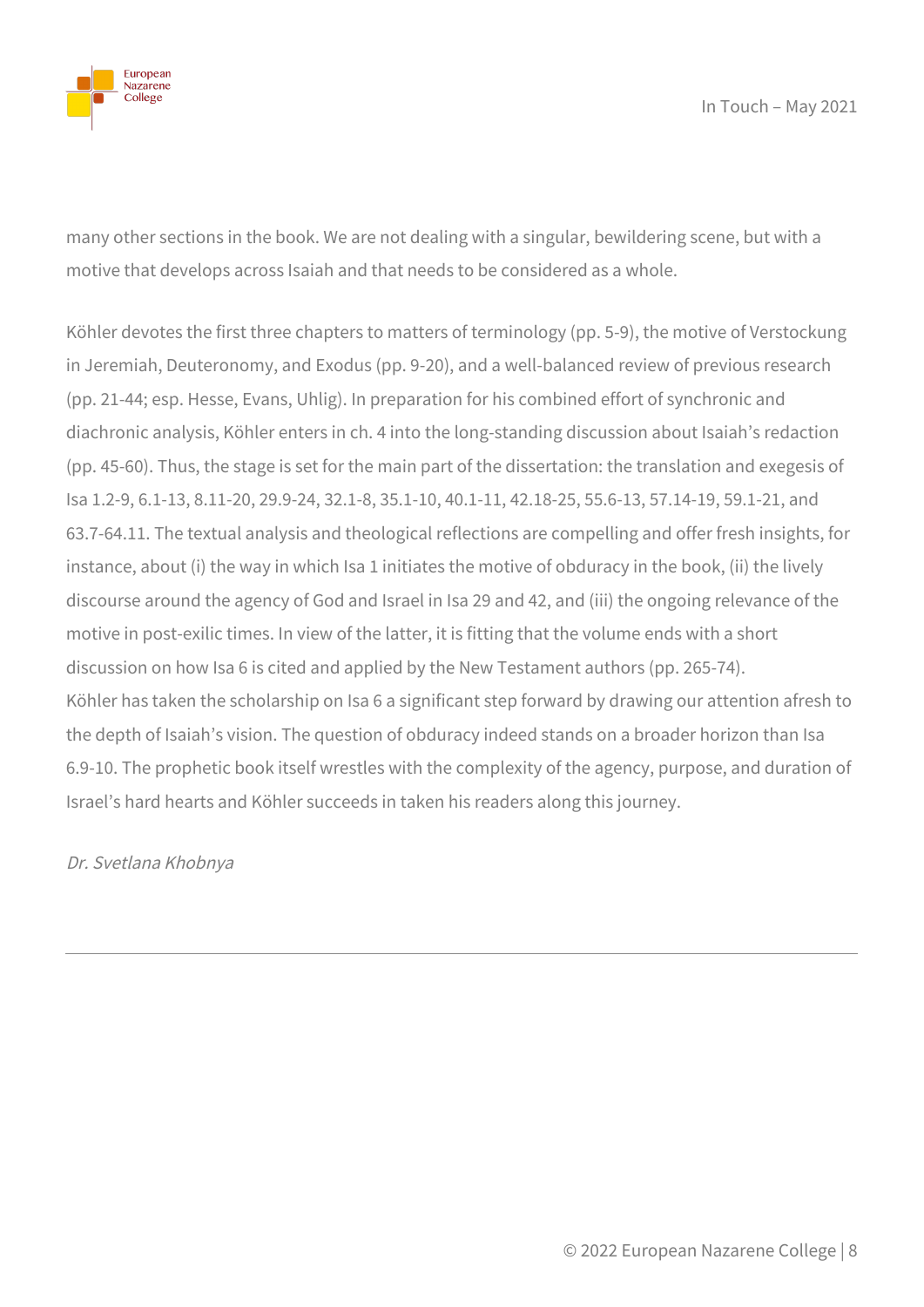many other sections in the book. We are not dealing with a singular, bewildering scene, but with a motive that develops across Isaiah and that needs to be considered as a whole.

Köhler devotes the first three chapters to matters of terminology (pp. 5-9), the motive of Verstockung in Jeremiah, Deuteronomy, and Exodus (pp. 9-20), and a well-balanced review of previous research (pp. 21-44; esp. Hesse, Evans, Uhlig). In preparation for his combined effort of synchronic and diachronic analysis, Köhler enters in ch. 4 into the long-standing discussion about Isaiah's redaction (pp. 45-60). Thus, the stage is set for the main part of the dissertation: the translation and exegesis of Isa 1.2-9, 6.1-13, 8.11-20, 29.9-24, 32.1-8, 35.1-10, 40.1-11, 42.18-25, 55.6-13, 57.14-19, 59.1-21, and 63.7-64.11. The textual analysis and theological reflections are compelling and offer fresh insights, for instance, about (i) the way in which Isa 1 initiates the motive of obduracy in the book, (ii) the lively discourse around the agency of God and Israel in Isa 29 and 42, and (iii) the ongoing relevance of the motive in post-exilic times. In view of the latter, it is fitting that the volume ends with a short discussion on how Isa 6 is cited and applied by the New Testament authors (pp. 265-74).
Köhler has taken the scholarship on Isa 6 a significant step forward by drawing our attention afresh to the depth of Isaiah's vision. The question of obduracy indeed stands on a broader horizon than Isa 6.9-10. The prophetic book itself wrestles with the complexity of the agency, purpose, and duration of Israel's hard hearts and Köhler succeeds in taken his readers along this journey.

*Dr. Svetlana Khobnya*

---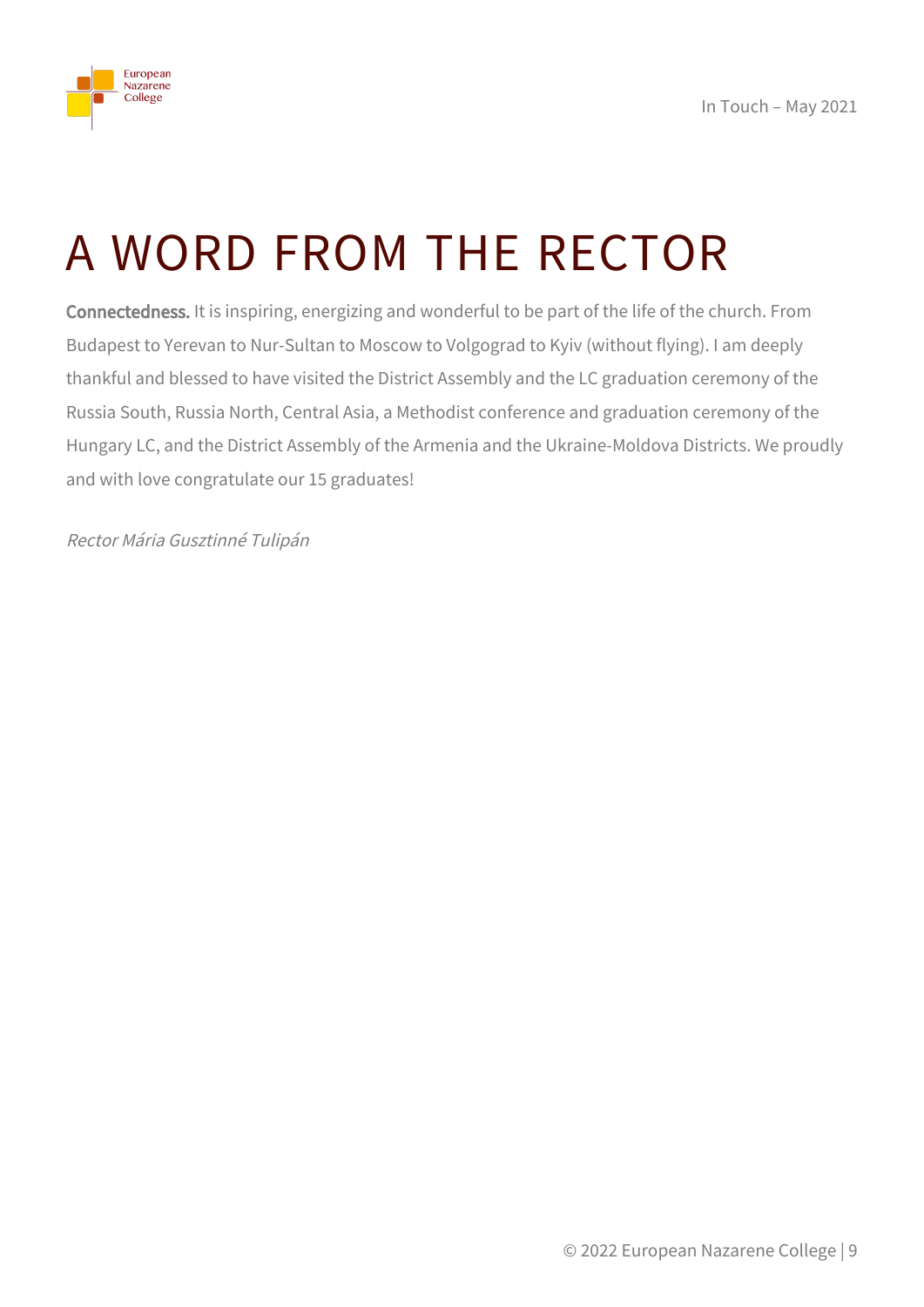# A WORD FROM THE RECTOR

**Connectedness.** It is inspiring, energizing and wonderful to be part of the life of the church. From Budapest to Yerevan to Nur-Sultan to Moscow to Volgograd to Kyiv (without flying). I am deeply thankful and blessed to have visited the District Assembly and the LC graduation ceremony of the Russia South, Russia North, Central Asia, a Methodist conference and graduation ceremony of the Hungary LC, and the District Assembly of the Armenia and the Ukraine-Moldova Districts. We proudly and with love congratulate our 15 graduates!

*Rector Mária Gusztinné Tulipán*